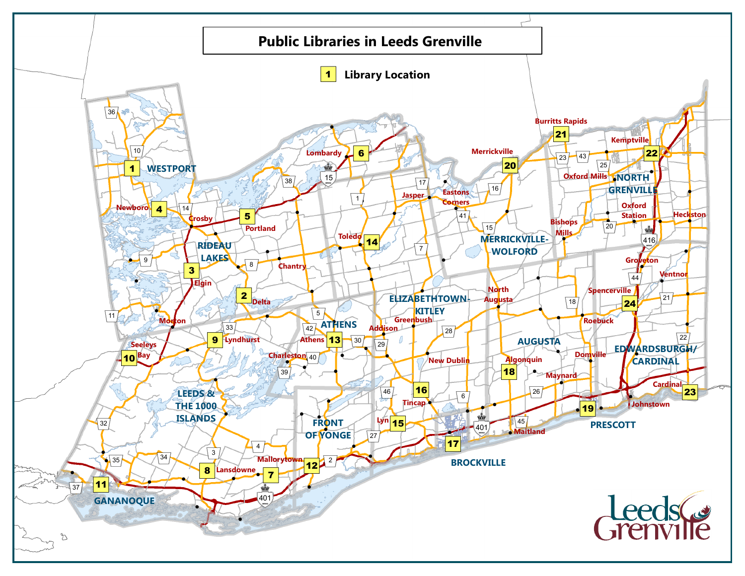# Public Libraries in Leeds Grenville

1 Library Location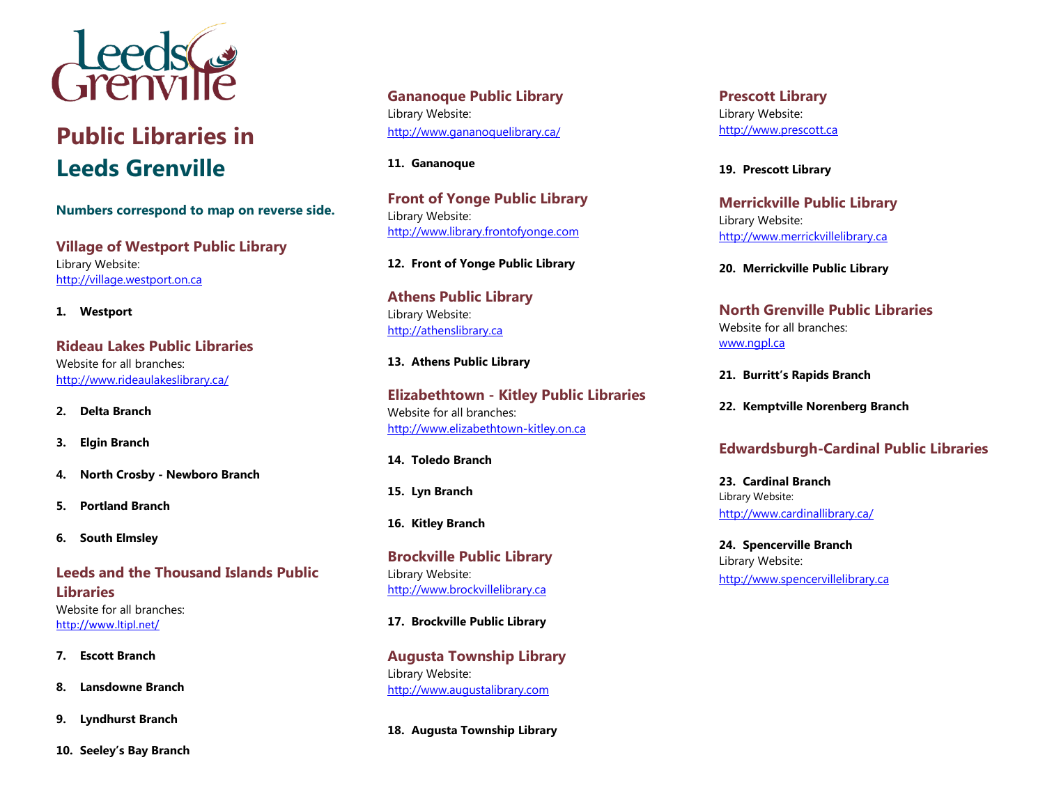# Public Libraries in Leeds Grenville

**Numbers correspond to map on reverse side.**

## Village of Westport Public Library

Library Website:
http://village.westport.on.ca

1. **Westport**

## Rideau Lakes Public Libraries

Website for all branches:
http://www.rideaulakeslibrary.ca/

2. **Delta Branch**
3. **Elgin Branch**
4. **North Crosby - Newboro Branch**
5. **Portland Branch**
6. **South Elmsley**

## Leeds and the Thousand Islands Public Libraries

Website for all branches:
http://www.ltipl.net/

7. **Escott Branch**
8. **Lansdowne Branch**
9. **Lyndhurst Branch**
10. **Seeley's Bay Branch**

## Gananoque Public Library

Library Website:
http://www.gananoquelibrary.ca/

11. **Gananoque**

## Front of Yonge Public Library

Library Website:
http://www.library.frontofyonge.com

12. **Front of Yonge Public Library**

## Athens Public Library

Library Website:
http://athenslibrary.ca

13. **Athens Public Library**

## Elizabethtown - Kitley Public Libraries

Website for all branches:
http://www.elizabethtown-kitley.on.ca

14. **Toledo Branch**
15. **Lyn Branch**
16. **Kitley Branch**

## Brockville Public Library

Library Website:
http://www.brockvillelibrary.ca

17. **Brockville Public Library**

## Augusta Township Library

Library Website:
http://www.augustalibrary.com

18. **Augusta Township Library**

## Prescott Library

Library Website:
http://www.prescott.ca

19. **Prescott Library**

## Merrickville Public Library

Library Website:
http://www.merrickvillelibrary.ca

20. **Merrickville Public Library**

## North Grenville Public Libraries

Website for all branches:
www.ngpl.ca

21. **Burritt's Rapids Branch**
22. **Kemptville Norenberg Branch**

## Edwardsburgh-Cardinal Public Libraries

23. **Cardinal Branch**
    Library Website:
    http://www.cardinallibrary.ca/
24. **Spencerville Branch**
    Library Website:
    http://www.spencervillelibrary.ca